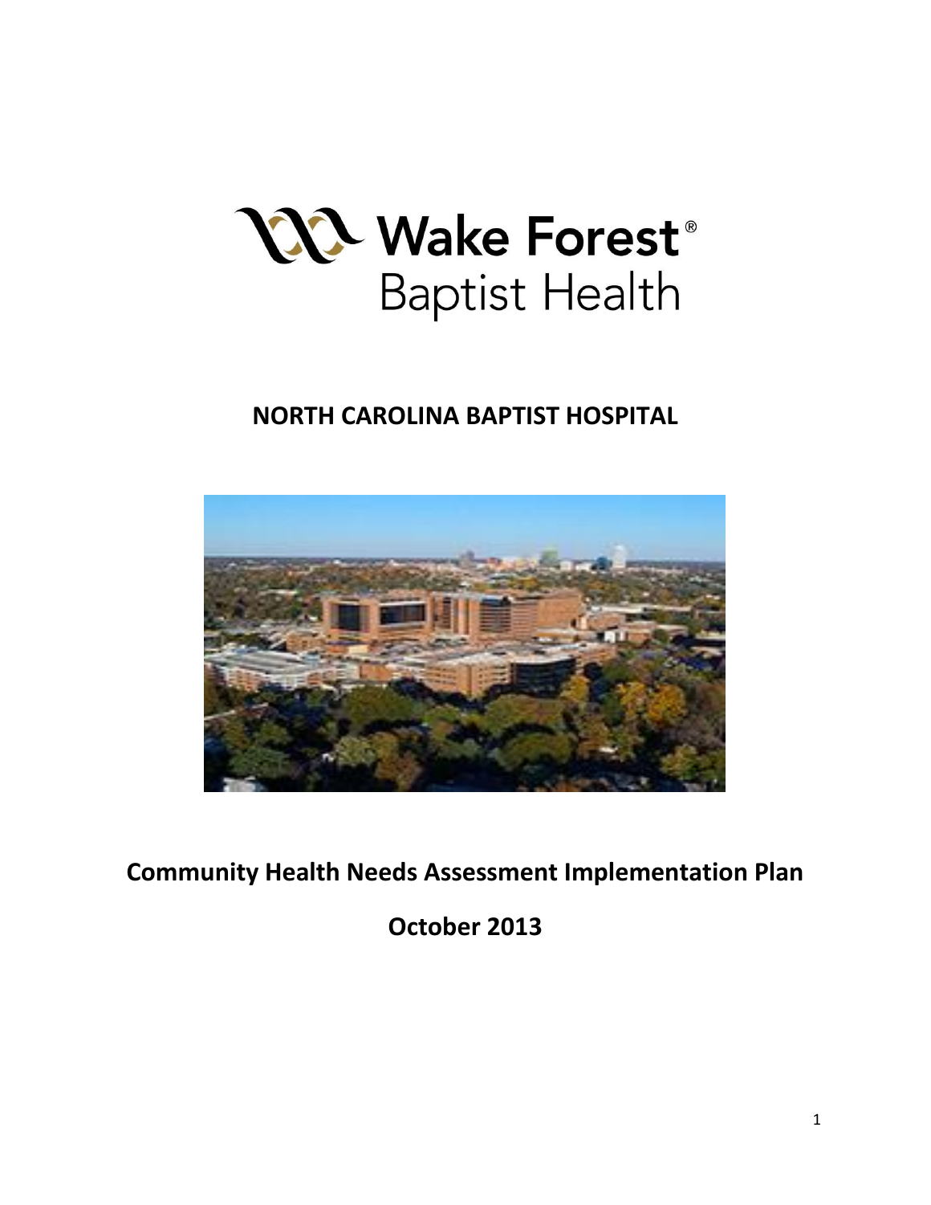Wake Forest® Baptist Health

# NORTH CAROLINA BAPTIST HOSPITAL

## Community Health Needs Assessment Implementation Plan

## October 2013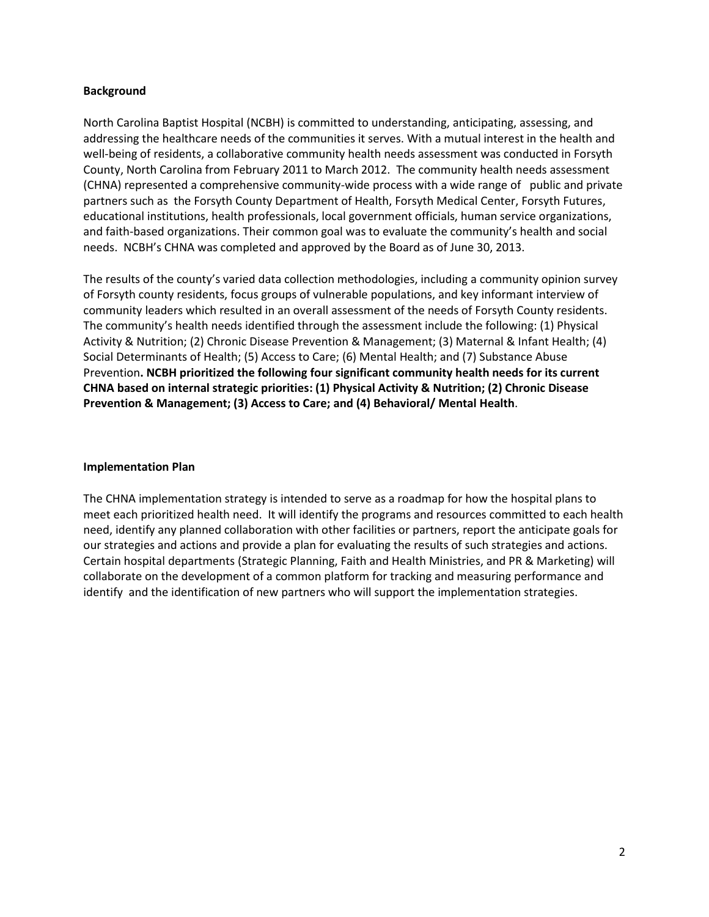**Background**

North Carolina Baptist Hospital (NCBH) is committed to understanding, anticipating, assessing, and addressing the healthcare needs of the communities it serves. With a mutual interest in the health and well-being of residents, a collaborative community health needs assessment was conducted in Forsyth County, North Carolina from February 2011 to March 2012. The community health needs assessment (CHNA) represented a comprehensive community-wide process with a wide range of public and private partners such as the Forsyth County Department of Health, Forsyth Medical Center, Forsyth Futures, educational institutions, health professionals, local government officials, human service organizations, and faith-based organizations. Their common goal was to evaluate the community's health and social needs. NCBH's CHNA was completed and approved by the Board as of June 30, 2013.

The results of the county's varied data collection methodologies, including a community opinion survey of Forsyth county residents, focus groups of vulnerable populations, and key informant interview of community leaders which resulted in an overall assessment of the needs of Forsyth County residents. The community's health needs identified through the assessment include the following: (1) Physical Activity & Nutrition; (2) Chronic Disease Prevention & Management; (3) Maternal & Infant Health; (4) Social Determinants of Health; (5) Access to Care; (6) Mental Health; and (7) Substance Abuse Prevention**. NCBH prioritized the following four significant community health needs for its current CHNA based on internal strategic priorities: (1) Physical Activity & Nutrition; (2) Chronic Disease Prevention & Management; (3) Access to Care; and (4) Behavioral/ Mental Health**.

**Implementation Plan**

The CHNA implementation strategy is intended to serve as a roadmap for how the hospital plans to meet each prioritized health need. It will identify the programs and resources committed to each health need, identify any planned collaboration with other facilities or partners, report the anticipate goals for our strategies and actions and provide a plan for evaluating the results of such strategies and actions. Certain hospital departments (Strategic Planning, Faith and Health Ministries, and PR & Marketing) will collaborate on the development of a common platform for tracking and measuring performance and identify and the identification of new partners who will support the implementation strategies.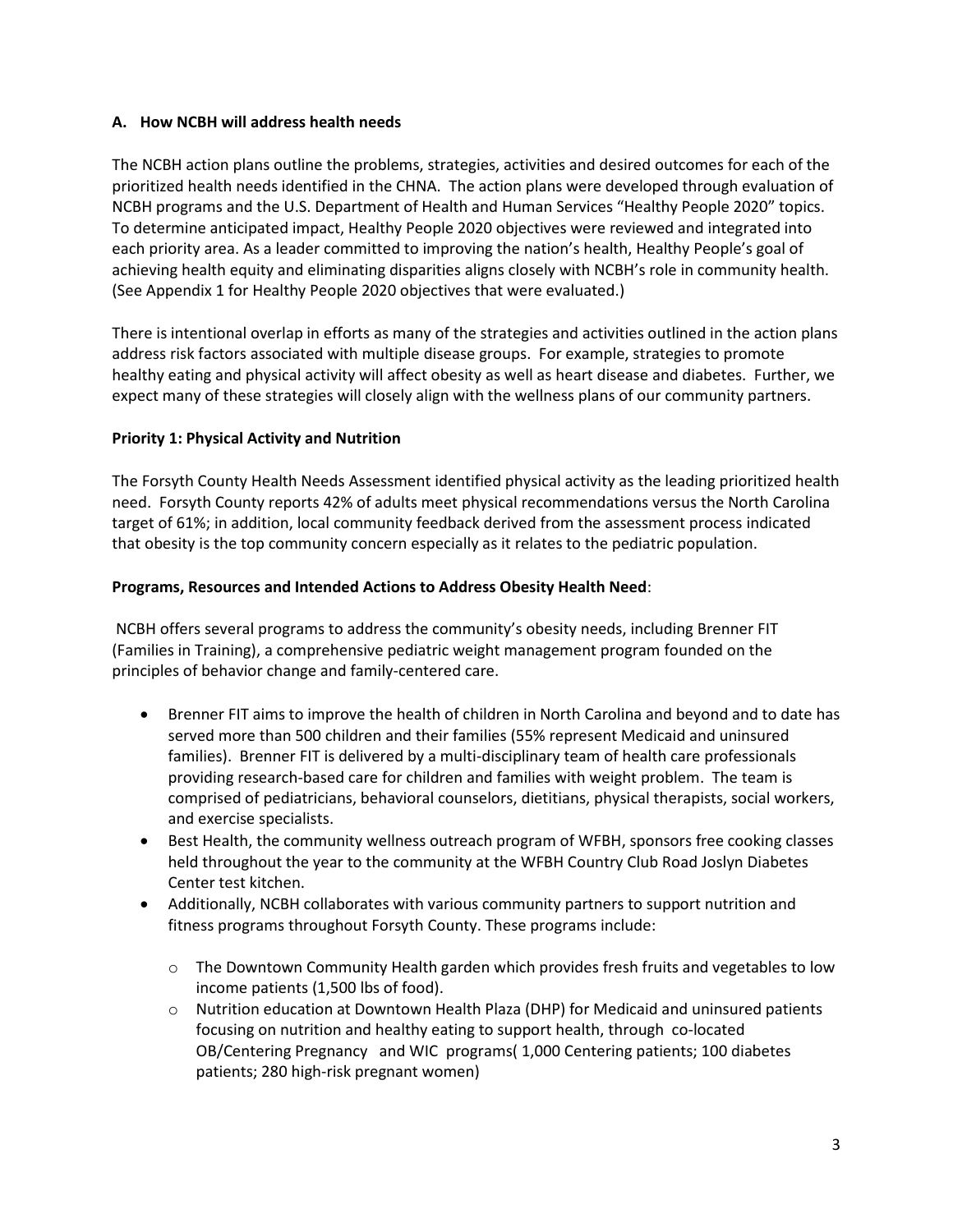**A. How NCBH will address health needs**

The NCBH action plans outline the problems, strategies, activities and desired outcomes for each of the prioritized health needs identified in the CHNA. The action plans were developed through evaluation of NCBH programs and the U.S. Department of Health and Human Services "Healthy People 2020" topics. To determine anticipated impact, Healthy People 2020 objectives were reviewed and integrated into each priority area. As a leader committed to improving the nation's health, Healthy People's goal of achieving health equity and eliminating disparities aligns closely with NCBH's role in community health. (See Appendix 1 for Healthy People 2020 objectives that were evaluated.)

There is intentional overlap in efforts as many of the strategies and activities outlined in the action plans address risk factors associated with multiple disease groups. For example, strategies to promote healthy eating and physical activity will affect obesity as well as heart disease and diabetes. Further, we expect many of these strategies will closely align with the wellness plans of our community partners.

**Priority 1: Physical Activity and Nutrition**

The Forsyth County Health Needs Assessment identified physical activity as the leading prioritized health need. Forsyth County reports 42% of adults meet physical recommendations versus the North Carolina target of 61%; in addition, local community feedback derived from the assessment process indicated that obesity is the top community concern especially as it relates to the pediatric population.

**Programs, Resources and Intended Actions to Address Obesity Health Need**:

NCBH offers several programs to address the community's obesity needs, including Brenner FIT (Families in Training), a comprehensive pediatric weight management program founded on the principles of behavior change and family-centered care.

- Brenner FIT aims to improve the health of children in North Carolina and beyond and to date has served more than 500 children and their families (55% represent Medicaid and uninsured families). Brenner FIT is delivered by a multi-disciplinary team of health care professionals providing research-based care for children and families with weight problem. The team is comprised of pediatricians, behavioral counselors, dietitians, physical therapists, social workers, and exercise specialists.
- Best Health, the community wellness outreach program of WFBH, sponsors free cooking classes held throughout the year to the community at the WFBH Country Club Road Joslyn Diabetes Center test kitchen.
- Additionally, NCBH collaborates with various community partners to support nutrition and fitness programs throughout Forsyth County. These programs include:
    - The Downtown Community Health garden which provides fresh fruits and vegetables to low income patients (1,500 lbs of food).
    - Nutrition education at Downtown Health Plaza (DHP) for Medicaid and uninsured patients focusing on nutrition and healthy eating to support health, through co-located OB/Centering Pregnancy and WIC programs( 1,000 Centering patients; 100 diabetes patients; 280 high-risk pregnant women)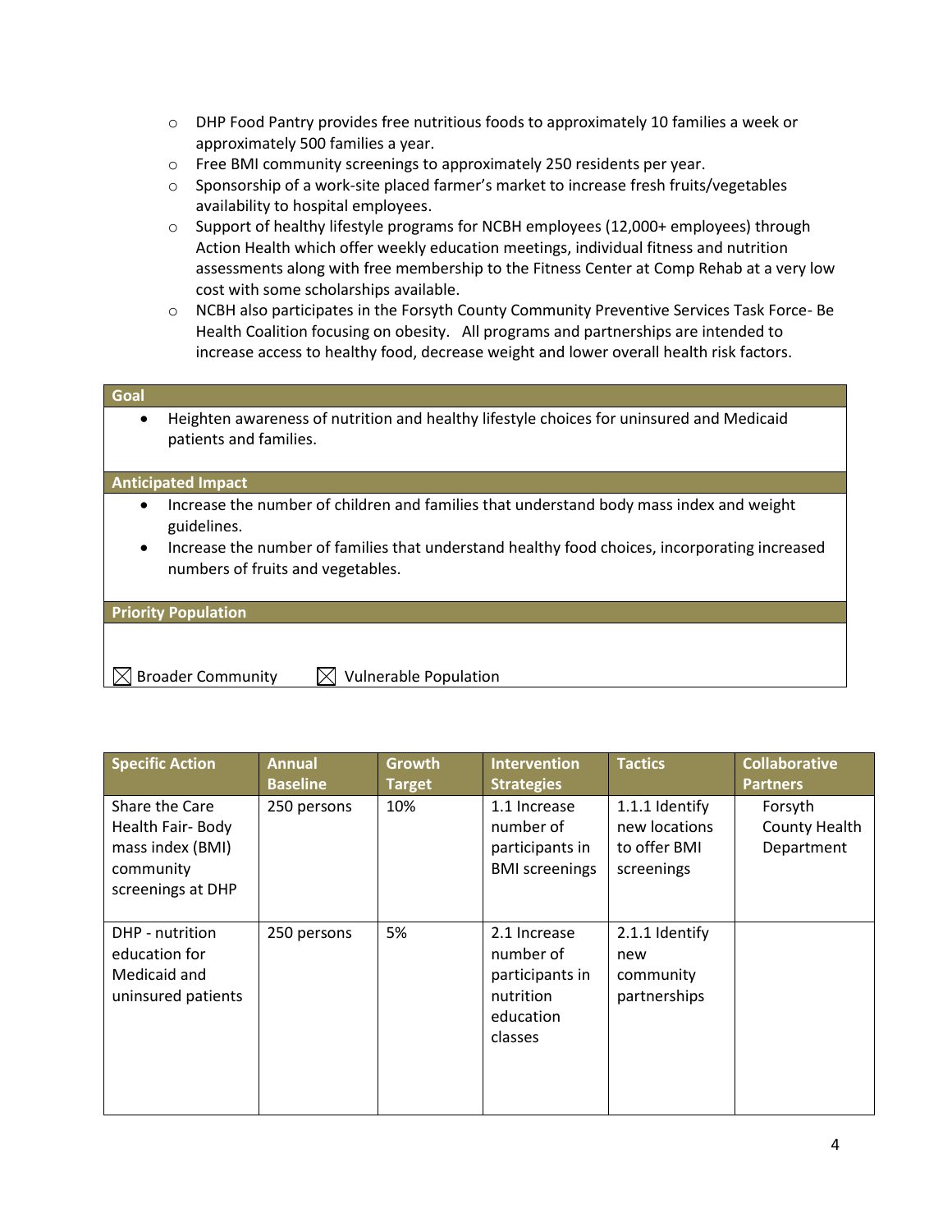- DHP Food Pantry provides free nutritious foods to approximately 10 families a week or approximately 500 families a year.
- Free BMI community screenings to approximately 250 residents per year.
- Sponsorship of a work-site placed farmer's market to increase fresh fruits/vegetables availability to hospital employees.
- Support of healthy lifestyle programs for NCBH employees (12,000+ employees) through Action Health which offer weekly education meetings, individual fitness and nutrition assessments along with free membership to the Fitness Center at Comp Rehab at a very low cost with some scholarships available.
- NCBH also participates in the Forsyth County Community Preventive Services Task Force- Be Health Coalition focusing on obesity. All programs and partnerships are intended to increase access to healthy food, decrease weight and lower overall health risk factors.

**Goal**

- Heighten awareness of nutrition and healthy lifestyle choices for uninsured and Medicaid patients and families.

**Anticipated Impact**

- Increase the number of children and families that understand body mass index and weight guidelines.
- Increase the number of families that understand healthy food choices, incorporating increased numbers of fruits and vegetables.

**Priority Population**

☒ Broader Community ☒ Vulnerable Population

| Specific Action | Annual Baseline | Growth Target | Intervention Strategies | Tactics | Collaborative Partners |
|---|---|---|---|---|---|
| Share the Care Health Fair- Body mass index (BMI) community screenings at DHP | 250 persons | 10% | 1.1 Increase number of participants in BMI screenings | 1.1.1 Identify new locations to offer BMI screenings | Forsyth County Health Department |
| DHP - nutrition education for Medicaid and uninsured patients | 250 persons | 5% | 2.1 Increase number of participants in nutrition education classes | 2.1.1 Identify new community partnerships | |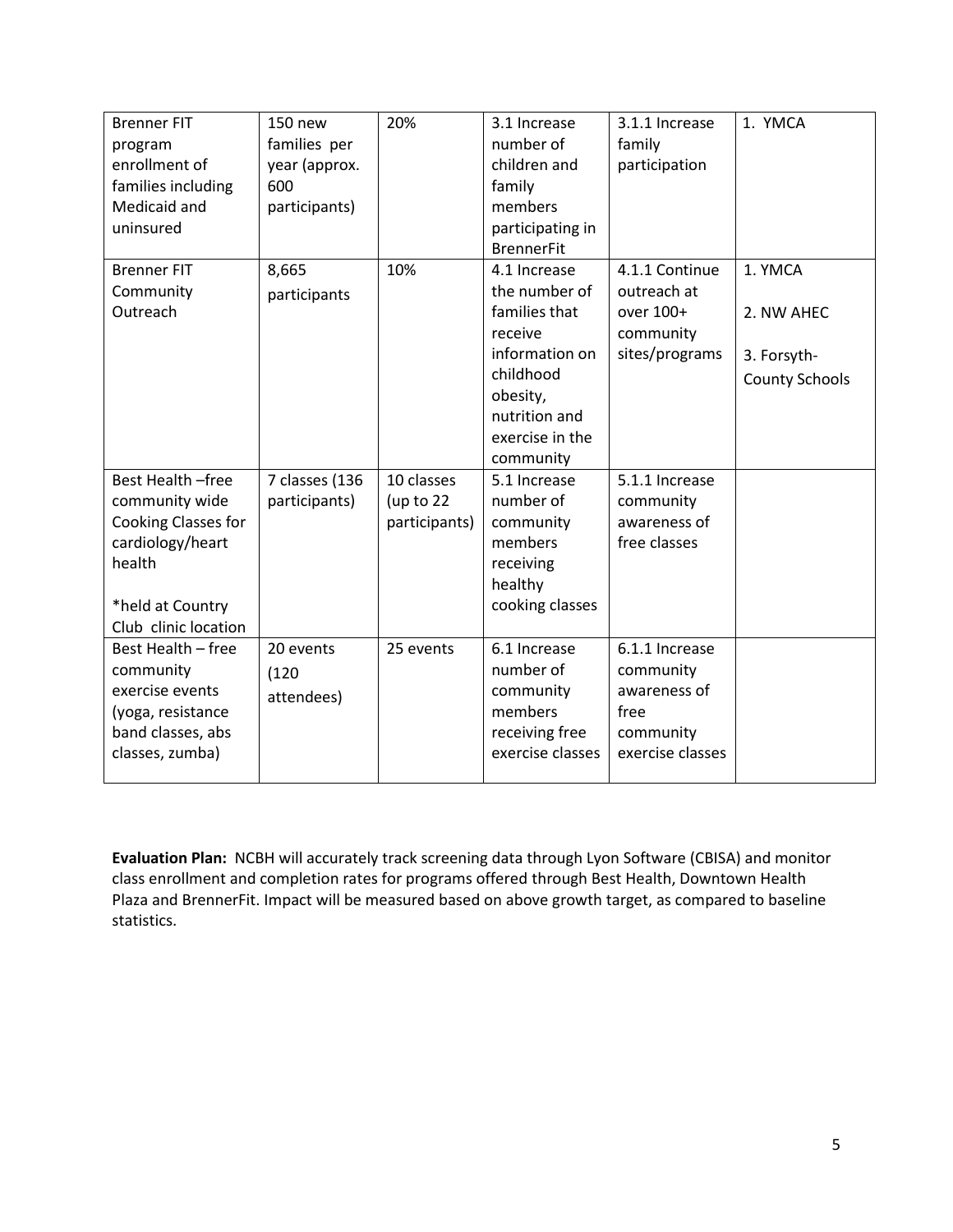| Brenner FIT program enrollment of families including Medicaid and uninsured | 150 new families per year (approx. 600 participants) | 20% | 3.1 Increase number of children and family members participating in BrennerFit | 3.1.1 Increase family participation | 1. YMCA |
|---|---|---|---|---|---|
| Brenner FIT Community Outreach | 8,665 participants | 10% | 4.1 Increase the number of families that receive information on childhood obesity, nutrition and exercise in the community | 4.1.1 Continue outreach at over 100+ community sites/programs | 1. YMCA<br>2. NW AHEC<br>3. Forsyth-County Schools |
| Best Health –free community wide Cooking Classes for cardiology/heart health<br><br>*held at Country Club clinic location | 7 classes (136 participants) | 10 classes (up to 22 participants) | 5.1 Increase number of community members receiving healthy cooking classes | 5.1.1 Increase community awareness of free classes | |
| Best Health – free community exercise events (yoga, resistance band classes, abs classes, zumba) | 20 events (120 attendees) | 25 events | 6.1 Increase number of community members receiving free exercise classes | 6.1.1 Increase community awareness of free community exercise classes | |

**Evaluation Plan:** NCBH will accurately track screening data through Lyon Software (CBISA) and monitor class enrollment and completion rates for programs offered through Best Health, Downtown Health Plaza and BrennerFit. Impact will be measured based on above growth target, as compared to baseline statistics.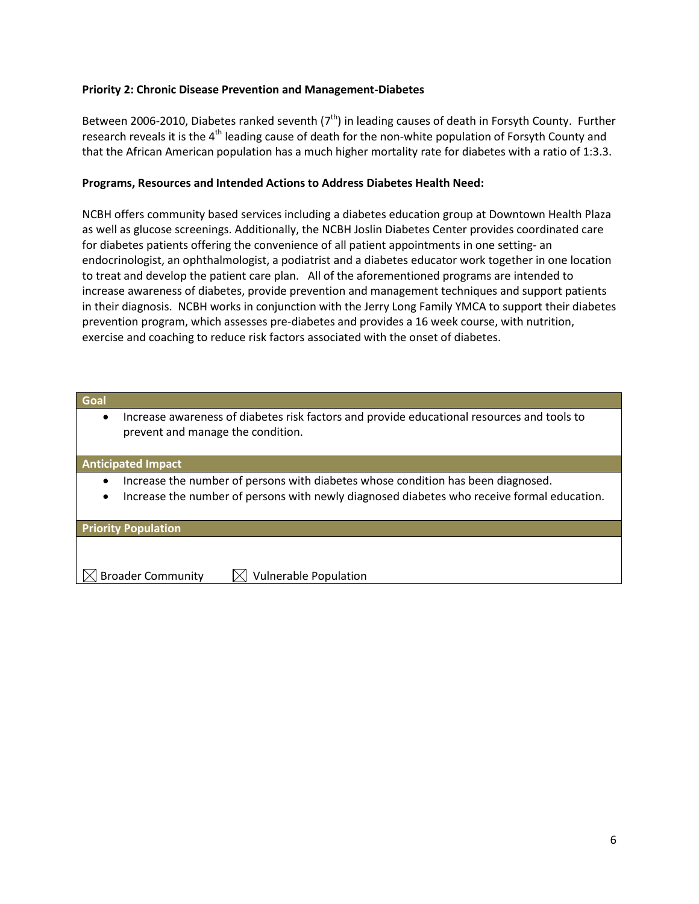**Priority 2: Chronic Disease Prevention and Management-Diabetes**

Between 2006-2010, Diabetes ranked seventh (7th) in leading causes of death in Forsyth County. Further research reveals it is the 4th leading cause of death for the non-white population of Forsyth County and that the African American population has a much higher mortality rate for diabetes with a ratio of 1:3.3.

**Programs, Resources and Intended Actions to Address Diabetes Health Need:**

NCBH offers community based services including a diabetes education group at Downtown Health Plaza as well as glucose screenings. Additionally, the NCBH Joslin Diabetes Center provides coordinated care for diabetes patients offering the convenience of all patient appointments in one setting- an endocrinologist, an ophthalmologist, a podiatrist and a diabetes educator work together in one location to treat and develop the patient care plan. All of the aforementioned programs are intended to increase awareness of diabetes, provide prevention and management techniques and support patients in their diagnosis. NCBH works in conjunction with the Jerry Long Family YMCA to support their diabetes prevention program, which assesses pre-diabetes and provides a 16 week course, with nutrition, exercise and coaching to reduce risk factors associated with the onset of diabetes.

| Goal |
| --- |
| • Increase awareness of diabetes risk factors and provide educational resources and tools to prevent and manage the condition. |
| **Anticipated Impact** |
| • Increase the number of persons with diabetes whose condition has been diagnosed.<br>• Increase the number of persons with newly diagnosed diabetes who receive formal education. |
| **Priority Population** |
| ☒ Broader Community ☒ Vulnerable Population |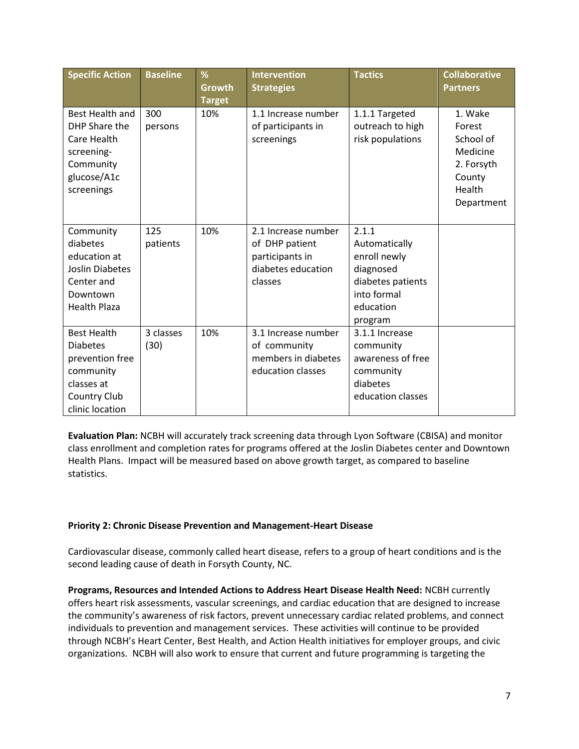| Specific Action | Baseline | % Growth Target | Intervention Strategies | Tactics | Collaborative Partners |
|---|---|---|---|---|---|
| Best Health and DHP Share the Care Health screening-Community glucose/A1c screenings | 300 persons | 10% | 1.1 Increase number of participants in screenings | 1.1.1 Targeted outreach to high risk populations | 1. Wake Forest School of Medicine 2. Forsyth County Health Department |
| Community diabetes education at Joslin Diabetes Center and Downtown Health Plaza | 125 patients | 10% | 2.1 Increase number of DHP patient participants in diabetes education classes | 2.1.1 Automatically enroll newly diagnosed diabetes patients into formal education program | |
| Best Health Diabetes prevention free community classes at Country Club clinic location | 3 classes (30) | 10% | 3.1 Increase number of community members in diabetes education classes | 3.1.1 Increase community awareness of free community diabetes education classes | |

**Evaluation Plan:** NCBH will accurately track screening data through Lyon Software (CBISA) and monitor class enrollment and completion rates for programs offered at the Joslin Diabetes center and Downtown Health Plans. Impact will be measured based on above growth target, as compared to baseline statistics.

**Priority 2: Chronic Disease Prevention and Management-Heart Disease**

Cardiovascular disease, commonly called heart disease, refers to a group of heart conditions and is the second leading cause of death in Forsyth County, NC.

**Programs, Resources and Intended Actions to Address Heart Disease Health Need:** NCBH currently offers heart risk assessments, vascular screenings, and cardiac education that are designed to increase the community's awareness of risk factors, prevent unnecessary cardiac related problems, and connect individuals to prevention and management services. These activities will continue to be provided through NCBH's Heart Center, Best Health, and Action Health initiatives for employer groups, and civic organizations. NCBH will also work to ensure that current and future programming is targeting the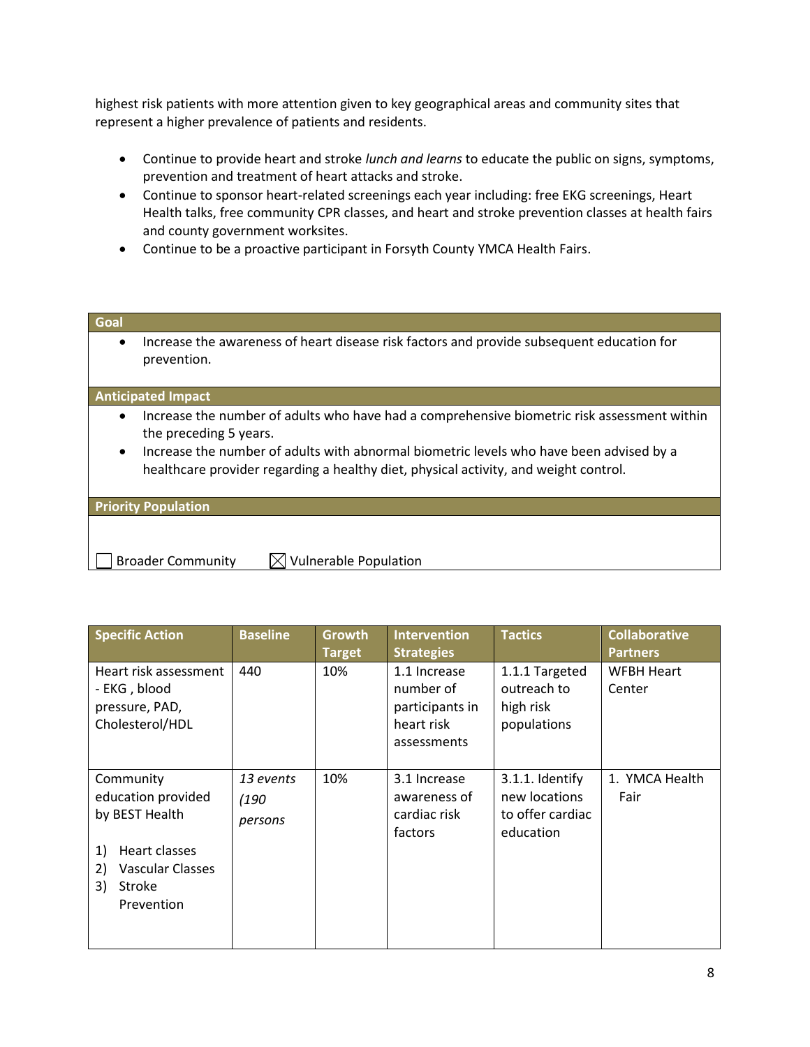highest risk patients with more attention given to key geographical areas and community sites that represent a higher prevalence of patients and residents.

- Continue to provide heart and stroke *lunch and learns* to educate the public on signs, symptoms, prevention and treatment of heart attacks and stroke.
- Continue to sponsor heart-related screenings each year including: free EKG screenings, Heart Health talks, free community CPR classes, and heart and stroke prevention classes at health fairs and county government worksites.
- Continue to be a proactive participant in Forsyth County YMCA Health Fairs.

| **Goal** |
|---|
| • Increase the awareness of heart disease risk factors and provide subsequent education for prevention. |
| **Anticipated Impact** |
| • Increase the number of adults who have had a comprehensive biometric risk assessment within the preceding 5 years.<br>• Increase the number of adults with abnormal biometric levels who have been advised by a healthcare provider regarding a healthy diet, physical activity, and weight control. |
| **Priority Population** |
| ☐ Broader Community ☒ Vulnerable Population |

| Specific Action | Baseline | Growth Target | Intervention Strategies | Tactics | Collaborative Partners |
|---|---|---|---|---|---|
| Heart risk assessment - EKG , blood pressure, PAD, Cholesterol/HDL | 440 | 10% | 1.1 Increase number of participants in heart risk assessments | 1.1.1 Targeted outreach to high risk populations | WFBH Heart Center |
| Community education provided by BEST Health<br>1) Heart classes<br>2) Vascular Classes<br>3) Stroke Prevention | *13 events (190 persons* | 10% | 3.1 Increase awareness of cardiac risk factors | 3.1.1. Identify new locations to offer cardiac education | 1. YMCA Health Fair |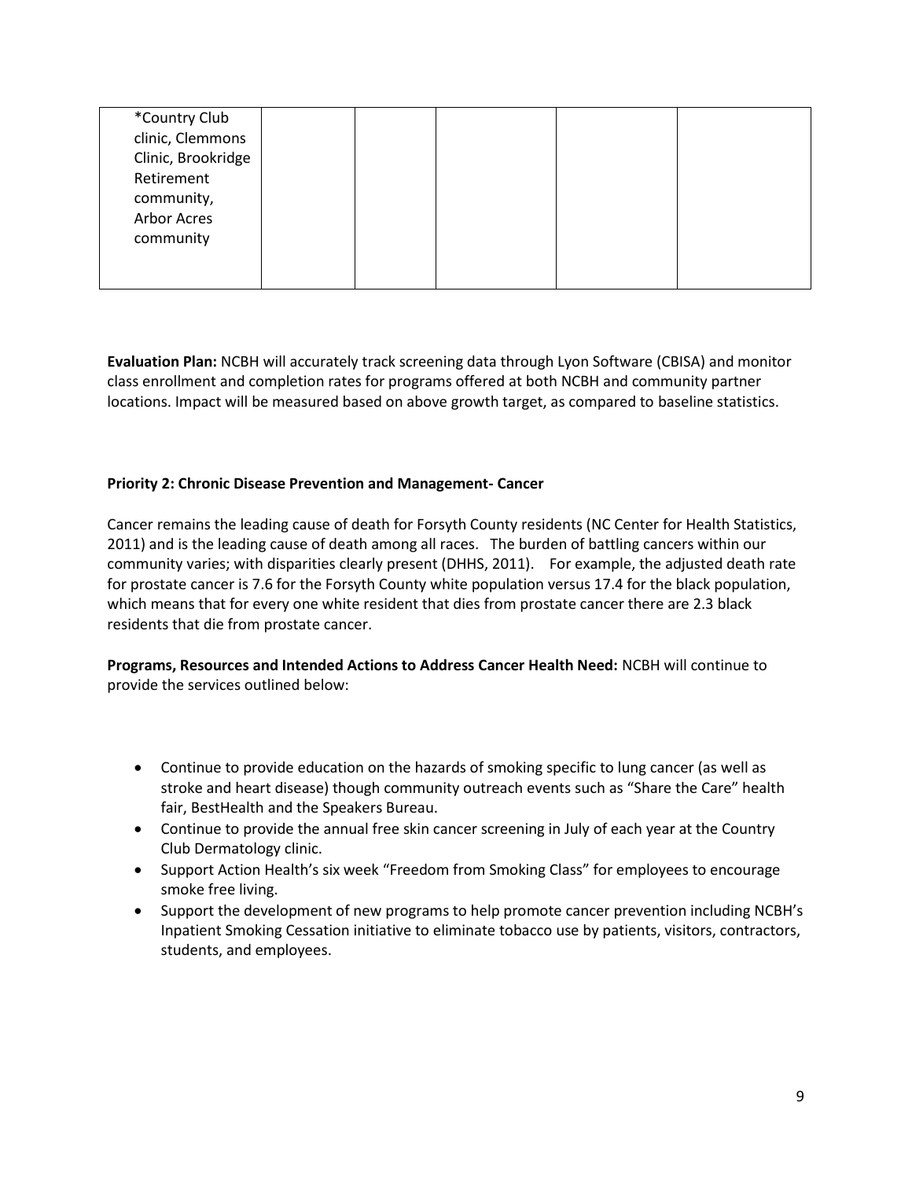| | | | | | |
|---|---|---|---|---|---|
| *Country Club clinic, Clemmons Clinic, Brookridge Retirement community, Arbor Acres community | | | | | |

**Evaluation Plan:** NCBH will accurately track screening data through Lyon Software (CBISA) and monitor class enrollment and completion rates for programs offered at both NCBH and community partner locations. Impact will be measured based on above growth target, as compared to baseline statistics.

**Priority 2: Chronic Disease Prevention and Management- Cancer**

Cancer remains the leading cause of death for Forsyth County residents (NC Center for Health Statistics, 2011) and is the leading cause of death among all races. The burden of battling cancers within our community varies; with disparities clearly present (DHHS, 2011). For example, the adjusted death rate for prostate cancer is 7.6 for the Forsyth County white population versus 17.4 for the black population, which means that for every one white resident that dies from prostate cancer there are 2.3 black residents that die from prostate cancer.

**Programs, Resources and Intended Actions to Address Cancer Health Need:** NCBH will continue to provide the services outlined below:

- Continue to provide education on the hazards of smoking specific to lung cancer (as well as stroke and heart disease) though community outreach events such as "Share the Care" health fair, BestHealth and the Speakers Bureau.
- Continue to provide the annual free skin cancer screening in July of each year at the Country Club Dermatology clinic.
- Support Action Health's six week "Freedom from Smoking Class" for employees to encourage smoke free living.
- Support the development of new programs to help promote cancer prevention including NCBH's Inpatient Smoking Cessation initiative to eliminate tobacco use by patients, visitors, contractors, students, and employees.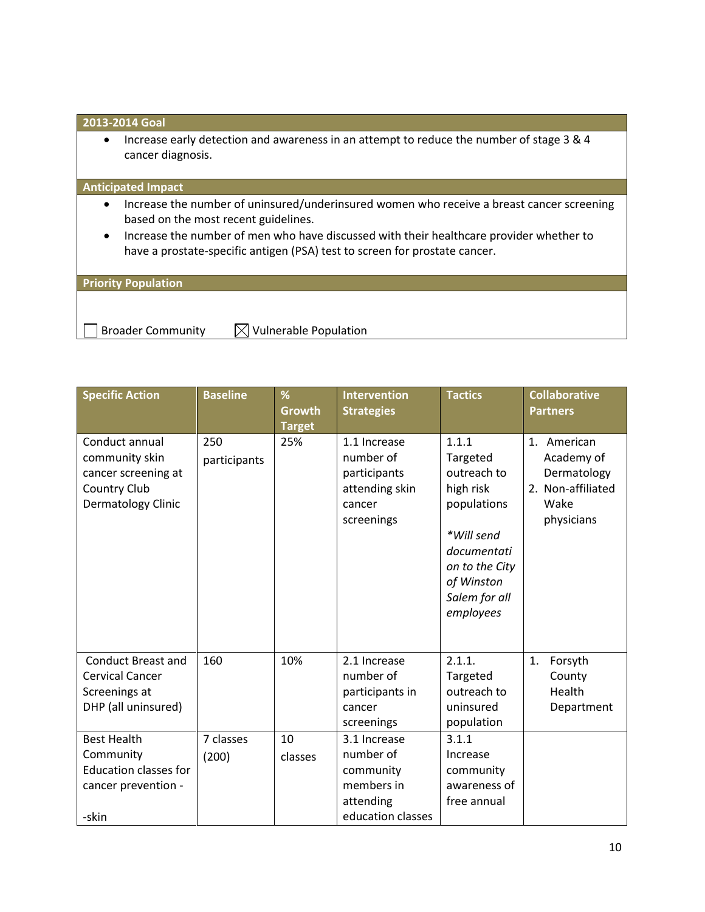| 2013-2014 Goal |
|---|
| • Increase early detection and awareness in an attempt to reduce the number of stage 3 & 4 cancer diagnosis. |

| Anticipated Impact |
|---|
| • Increase the number of uninsured/underinsured women who receive a breast cancer screening based on the most recent guidelines.<br>• Increase the number of men who have discussed with their healthcare provider whether to have a prostate-specific antigen (PSA) test to screen for prostate cancer. |

| Priority Population |
|---|
| ☐ Broader Community ☒ Vulnerable Population |

| Specific Action | Baseline | % Growth Target | Intervention Strategies | Tactics | Collaborative Partners |
|---|---|---|---|---|---|
| Conduct annual community skin cancer screening at Country Club Dermatology Clinic | 250 participants | 25% | 1.1 Increase number of participants attending skin cancer screenings | 1.1.1 Targeted outreach to high risk populations<br><br>*Will send documentation to the City of Winston Salem for all employees* | 1. American Academy of Dermatology<br>2. Non-affiliated Wake physicians |
| Conduct Breast and Cervical Cancer Screenings at DHP (all uninsured) | 160 | 10% | 2.1 Increase number of participants in cancer screenings | 2.1.1. Targeted outreach to uninsured population | 1. Forsyth County Health Department |
| Best Health Community Education classes for cancer prevention -<br><br>-skin | 7 classes (200) | 10 classes | 3.1 Increase number of community members in attending education classes | 3.1.1 Increase community awareness of free annual | |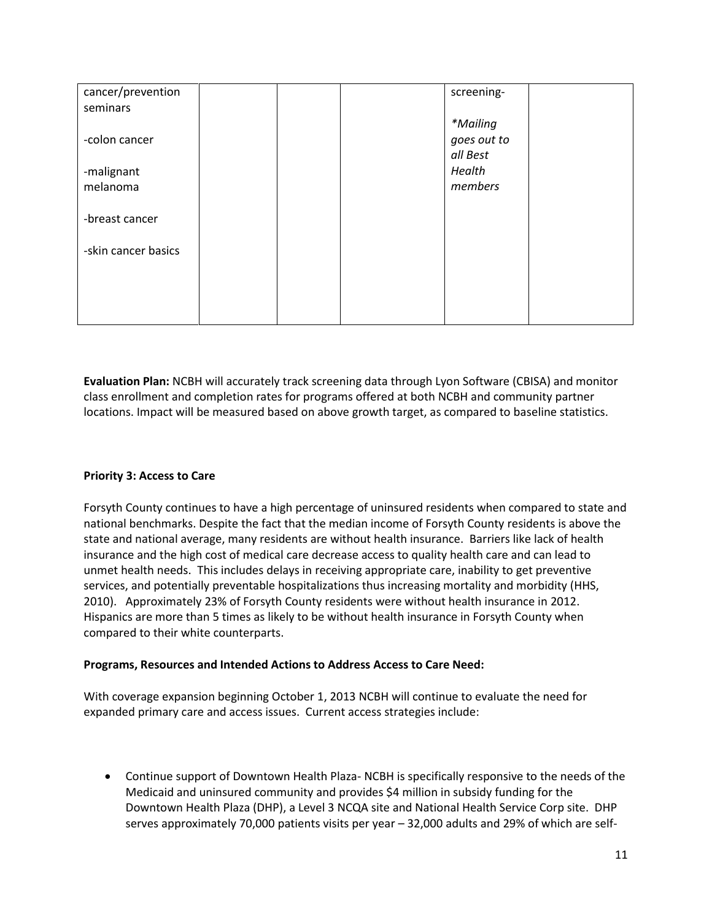| | | | | | |
|---|---|---|---|---|---|
| cancer/prevention seminars<br><br>-colon cancer<br><br>-malignant melanoma<br><br>-breast cancer<br><br>-skin cancer basics | | | | screening-<br><br>*\*Mailing goes out to all Best Health members* | |

**Evaluation Plan:** NCBH will accurately track screening data through Lyon Software (CBISA) and monitor class enrollment and completion rates for programs offered at both NCBH and community partner locations. Impact will be measured based on above growth target, as compared to baseline statistics.

**Priority 3: Access to Care**

Forsyth County continues to have a high percentage of uninsured residents when compared to state and national benchmarks. Despite the fact that the median income of Forsyth County residents is above the state and national average, many residents are without health insurance. Barriers like lack of health insurance and the high cost of medical care decrease access to quality health care and can lead to unmet health needs. This includes delays in receiving appropriate care, inability to get preventive services, and potentially preventable hospitalizations thus increasing mortality and morbidity (HHS, 2010). Approximately 23% of Forsyth County residents were without health insurance in 2012. Hispanics are more than 5 times as likely to be without health insurance in Forsyth County when compared to their white counterparts.

**Programs, Resources and Intended Actions to Address Access to Care Need:**

With coverage expansion beginning October 1, 2013 NCBH will continue to evaluate the need for expanded primary care and access issues. Current access strategies include:

- Continue support of Downtown Health Plaza- NCBH is specifically responsive to the needs of the Medicaid and uninsured community and provides $4 million in subsidy funding for the Downtown Health Plaza (DHP), a Level 3 NCQA site and National Health Service Corp site. DHP serves approximately 70,000 patients visits per year – 32,000 adults and 29% of which are self-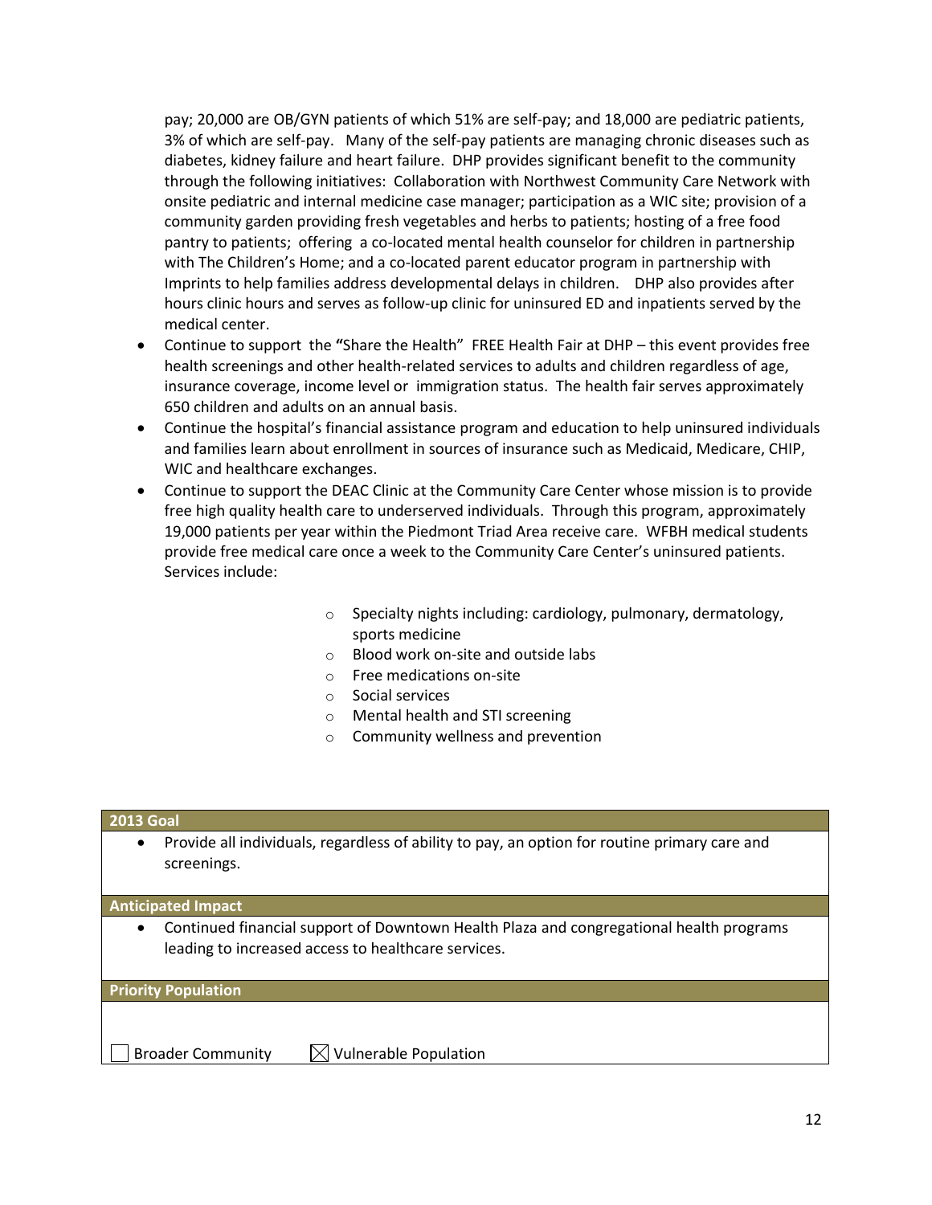pay; 20,000 are OB/GYN patients of which 51% are self-pay; and 18,000 are pediatric patients, 3% of which are self-pay. Many of the self-pay patients are managing chronic diseases such as diabetes, kidney failure and heart failure. DHP provides significant benefit to the community through the following initiatives: Collaboration with Northwest Community Care Network with onsite pediatric and internal medicine case manager; participation as a WIC site; provision of a community garden providing fresh vegetables and herbs to patients; hosting of a free food pantry to patients; offering a co-located mental health counselor for children in partnership with The Children's Home; and a co-located parent educator program in partnership with Imprints to help families address developmental delays in children. DHP also provides after hours clinic hours and serves as follow-up clinic for uninsured ED and inpatients served by the medical center.

- Continue to support the "Share the Health" FREE Health Fair at DHP – this event provides free health screenings and other health-related services to adults and children regardless of age, insurance coverage, income level or immigration status. The health fair serves approximately 650 children and adults on an annual basis.
- Continue the hospital's financial assistance program and education to help uninsured individuals and families learn about enrollment in sources of insurance such as Medicaid, Medicare, CHIP, WIC and healthcare exchanges.
- Continue to support the DEAC Clinic at the Community Care Center whose mission is to provide free high quality health care to underserved individuals. Through this program, approximately 19,000 patients per year within the Piedmont Triad Area receive care. WFBH medical students provide free medical care once a week to the Community Care Center's uninsured patients. Services include:
    - Specialty nights including: cardiology, pulmonary, dermatology, sports medicine
    - Blood work on-site and outside labs
    - Free medications on-site
    - Social services
    - Mental health and STI screening
    - Community wellness and prevention

**2013 Goal**

- Provide all individuals, regardless of ability to pay, an option for routine primary care and screenings.

**Anticipated Impact**

- Continued financial support of Downtown Health Plaza and congregational health programs leading to increased access to healthcare services.

**Priority Population**

☐ Broader Community ☒ Vulnerable Population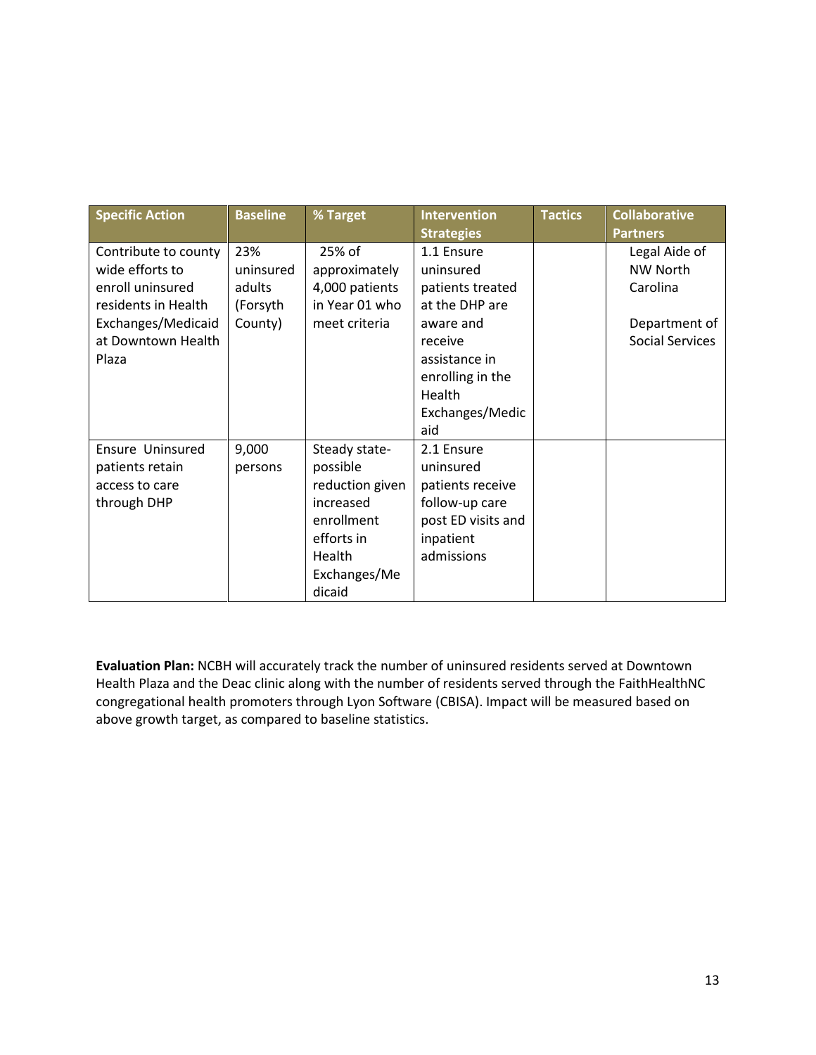| Specific Action | Baseline | % Target | Intervention Strategies | Tactics | Collaborative Partners |
|---|---|---|---|---|---|
| Contribute to county wide efforts to enroll uninsured residents in Health Exchanges/Medicaid at Downtown Health Plaza | 23% uninsured adults (Forsyth County) | 25% of approximately 4,000 patients in Year 01 who meet criteria | 1.1 Ensure uninsured patients treated at the DHP are aware and receive assistance in enrolling in the Health Exchanges/Medicaid | | Legal Aide of NW North Carolina<br><br>Department of Social Services |
| Ensure Uninsured patients retain access to care through DHP | 9,000 persons | Steady state-possible reduction given increased enrollment efforts in Health Exchanges/Medicaid | 2.1 Ensure uninsured patients receive follow-up care post ED visits and inpatient admissions | | |

**Evaluation Plan:** NCBH will accurately track the number of uninsured residents served at Downtown Health Plaza and the Deac clinic along with the number of residents served through the FaithHealthNC congregational health promoters through Lyon Software (CBISA). Impact will be measured based on above growth target, as compared to baseline statistics.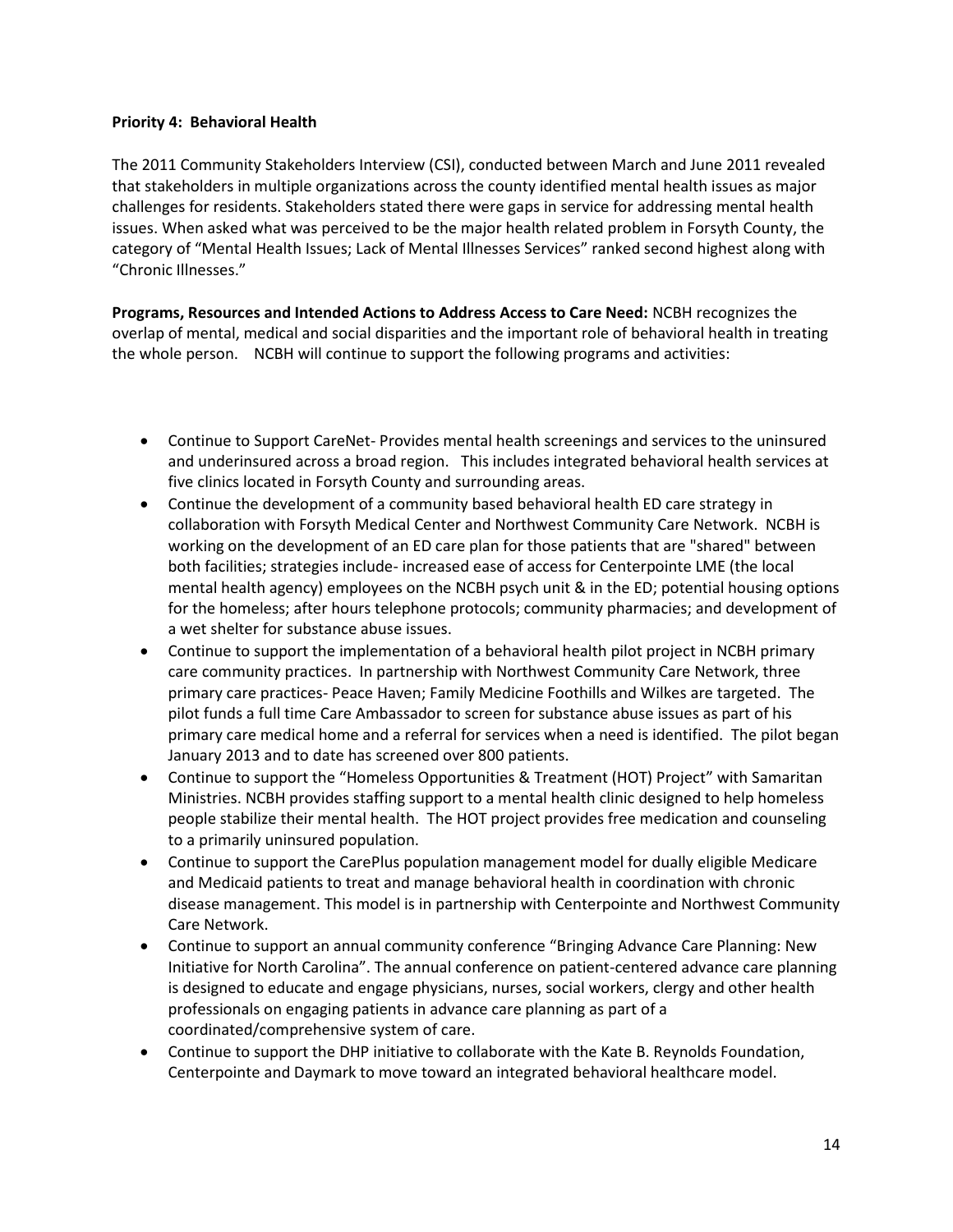**Priority 4: Behavioral Health**

The 2011 Community Stakeholders Interview (CSI), conducted between March and June 2011 revealed that stakeholders in multiple organizations across the county identified mental health issues as major challenges for residents. Stakeholders stated there were gaps in service for addressing mental health issues. When asked what was perceived to be the major health related problem in Forsyth County, the category of "Mental Health Issues; Lack of Mental Illnesses Services" ranked second highest along with "Chronic Illnesses."

**Programs, Resources and Intended Actions to Address Access to Care Need:** NCBH recognizes the overlap of mental, medical and social disparities and the important role of behavioral health in treating the whole person. NCBH will continue to support the following programs and activities:

- Continue to Support CareNet- Provides mental health screenings and services to the uninsured and underinsured across a broad region. This includes integrated behavioral health services at five clinics located in Forsyth County and surrounding areas.
- Continue the development of a community based behavioral health ED care strategy in collaboration with Forsyth Medical Center and Northwest Community Care Network. NCBH is working on the development of an ED care plan for those patients that are "shared" between both facilities; strategies include- increased ease of access for Centerpointe LME (the local mental health agency) employees on the NCBH psych unit & in the ED; potential housing options for the homeless; after hours telephone protocols; community pharmacies; and development of a wet shelter for substance abuse issues.
- Continue to support the implementation of a behavioral health pilot project in NCBH primary care community practices. In partnership with Northwest Community Care Network, three primary care practices- Peace Haven; Family Medicine Foothills and Wilkes are targeted. The pilot funds a full time Care Ambassador to screen for substance abuse issues as part of his primary care medical home and a referral for services when a need is identified. The pilot began January 2013 and to date has screened over 800 patients.
- Continue to support the "Homeless Opportunities & Treatment (HOT) Project" with Samaritan Ministries. NCBH provides staffing support to a mental health clinic designed to help homeless people stabilize their mental health. The HOT project provides free medication and counseling to a primarily uninsured population.
- Continue to support the CarePlus population management model for dually eligible Medicare and Medicaid patients to treat and manage behavioral health in coordination with chronic disease management. This model is in partnership with Centerpointe and Northwest Community Care Network.
- Continue to support an annual community conference "Bringing Advance Care Planning: New Initiative for North Carolina". The annual conference on patient-centered advance care planning is designed to educate and engage physicians, nurses, social workers, clergy and other health professionals on engaging patients in advance care planning as part of a coordinated/comprehensive system of care.
- Continue to support the DHP initiative to collaborate with the Kate B. Reynolds Foundation, Centerpointe and Daymark to move toward an integrated behavioral healthcare model.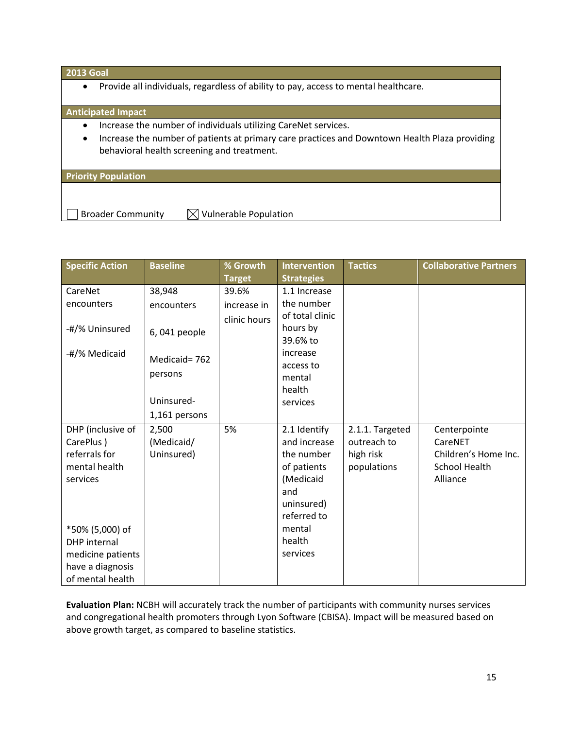| 2013 Goal |
|---|
| • Provide all individuals, regardless of ability to pay, access to mental healthcare. |

| Anticipated Impact |
|---|
| • Increase the number of individuals utilizing CareNet services.<br>• Increase the number of patients at primary care practices and Downtown Health Plaza providing behavioral health screening and treatment. |

| Priority Population |
|---|
| ☐ Broader Community ☒ Vulnerable Population |

| Specific Action | Baseline | % Growth Target | Intervention Strategies | Tactics | Collaborative Partners |
|---|---|---|---|---|---|
| CareNet encounters<br><br>-#/% Uninsured<br><br>-#/% Medicaid | 38,948 encounters<br><br>6, 041 people<br><br>Medicaid= 762 persons<br><br>Uninsured-1,161 persons | 39.6% increase in clinic hours | 1.1 Increase the number of total clinic hours by 39.6% to increase access to mental health services | | |
| DHP (inclusive of CarePlus ) referrals for mental health services<br><br>*50% (5,000) of DHP internal medicine patients have a diagnosis of mental health | 2,500 (Medicaid/ Uninsured) | 5% | 2.1 Identify and increase the number of patients (Medicaid and uninsured) referred to mental health services | 2.1.1. Targeted outreach to high risk populations | Centerpointe<br>CareNET<br>Children's Home Inc.<br>School Health Alliance |

**Evaluation Plan:** NCBH will accurately track the number of participants with community nurses services and congregational health promoters through Lyon Software (CBISA). Impact will be measured based on above growth target, as compared to baseline statistics.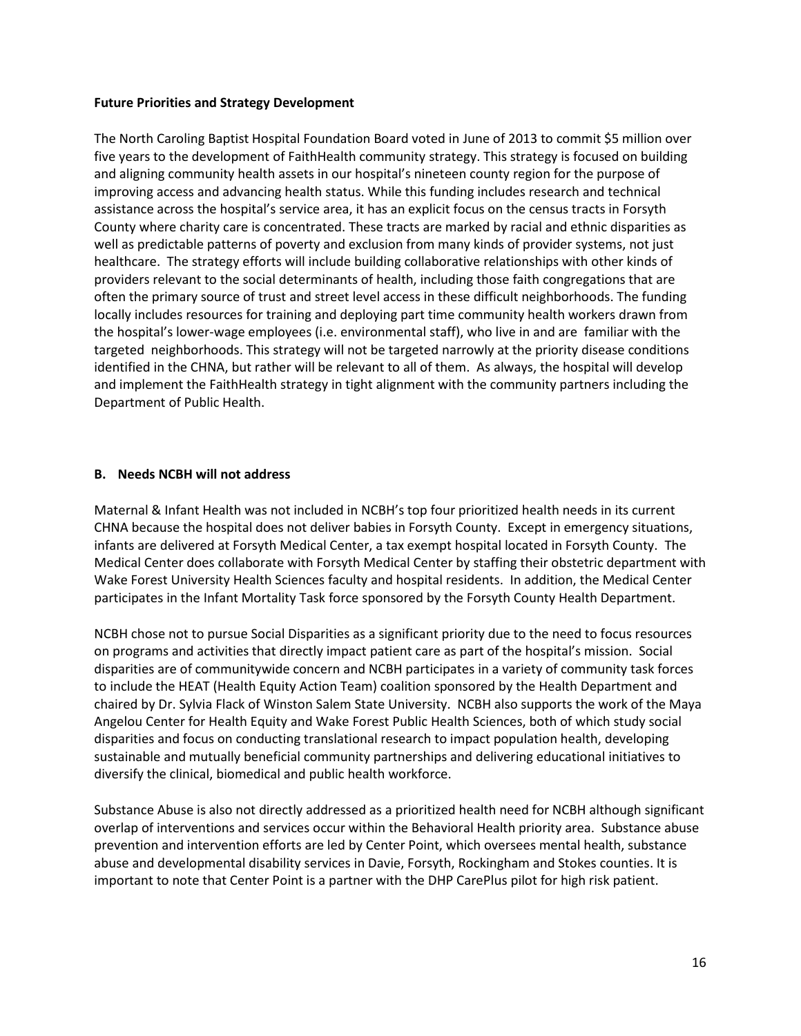**Future Priorities and Strategy Development**

The North Caroling Baptist Hospital Foundation Board voted in June of 2013 to commit $5 million over five years to the development of FaithHealth community strategy. This strategy is focused on building and aligning community health assets in our hospital's nineteen county region for the purpose of improving access and advancing health status. While this funding includes research and technical assistance across the hospital's service area, it has an explicit focus on the census tracts in Forsyth County where charity care is concentrated. These tracts are marked by racial and ethnic disparities as well as predictable patterns of poverty and exclusion from many kinds of provider systems, not just healthcare. The strategy efforts will include building collaborative relationships with other kinds of providers relevant to the social determinants of health, including those faith congregations that are often the primary source of trust and street level access in these difficult neighborhoods. The funding locally includes resources for training and deploying part time community health workers drawn from the hospital's lower-wage employees (i.e. environmental staff), who live in and are familiar with the targeted neighborhoods. This strategy will not be targeted narrowly at the priority disease conditions identified in the CHNA, but rather will be relevant to all of them. As always, the hospital will develop and implement the FaithHealth strategy in tight alignment with the community partners including the Department of Public Health.

**B. Needs NCBH will not address**

Maternal & Infant Health was not included in NCBH's top four prioritized health needs in its current CHNA because the hospital does not deliver babies in Forsyth County. Except in emergency situations, infants are delivered at Forsyth Medical Center, a tax exempt hospital located in Forsyth County. The Medical Center does collaborate with Forsyth Medical Center by staffing their obstetric department with Wake Forest University Health Sciences faculty and hospital residents. In addition, the Medical Center participates in the Infant Mortality Task force sponsored by the Forsyth County Health Department.

NCBH chose not to pursue Social Disparities as a significant priority due to the need to focus resources on programs and activities that directly impact patient care as part of the hospital's mission. Social disparities are of communitywide concern and NCBH participates in a variety of community task forces to include the HEAT (Health Equity Action Team) coalition sponsored by the Health Department and chaired by Dr. Sylvia Flack of Winston Salem State University. NCBH also supports the work of the Maya Angelou Center for Health Equity and Wake Forest Public Health Sciences, both of which study social disparities and focus on conducting translational research to impact population health, developing sustainable and mutually beneficial community partnerships and delivering educational initiatives to diversify the clinical, biomedical and public health workforce.

Substance Abuse is also not directly addressed as a prioritized health need for NCBH although significant overlap of interventions and services occur within the Behavioral Health priority area. Substance abuse prevention and intervention efforts are led by Center Point, which oversees mental health, substance abuse and developmental disability services in Davie, Forsyth, Rockingham and Stokes counties. It is important to note that Center Point is a partner with the DHP CarePlus pilot for high risk patient.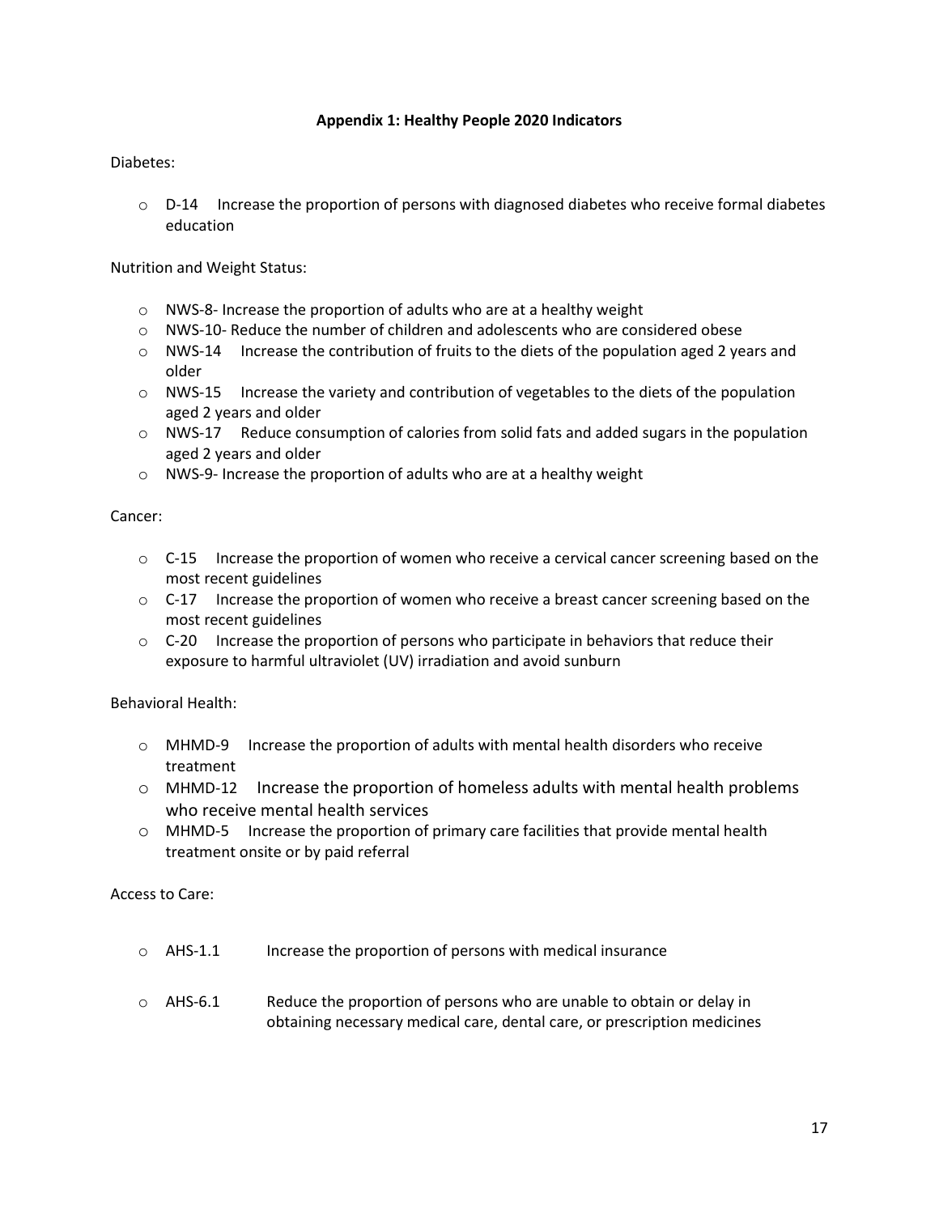**Appendix 1: Healthy People 2020 Indicators**

Diabetes:

- D-14 Increase the proportion of persons with diagnosed diabetes who receive formal diabetes education

Nutrition and Weight Status:

- NWS-8- Increase the proportion of adults who are at a healthy weight
- NWS-10- Reduce the number of children and adolescents who are considered obese
- NWS-14 Increase the contribution of fruits to the diets of the population aged 2 years and older
- NWS-15 Increase the variety and contribution of vegetables to the diets of the population aged 2 years and older
- NWS-17 Reduce consumption of calories from solid fats and added sugars in the population aged 2 years and older
- NWS-9- Increase the proportion of adults who are at a healthy weight

Cancer:

- C-15 Increase the proportion of women who receive a cervical cancer screening based on the most recent guidelines
- C-17 Increase the proportion of women who receive a breast cancer screening based on the most recent guidelines
- C-20 Increase the proportion of persons who participate in behaviors that reduce their exposure to harmful ultraviolet (UV) irradiation and avoid sunburn

Behavioral Health:

- MHMD-9 Increase the proportion of adults with mental health disorders who receive treatment
- MHMD-12 Increase the proportion of homeless adults with mental health problems who receive mental health services
- MHMD-5 Increase the proportion of primary care facilities that provide mental health treatment onsite or by paid referral

Access to Care:

- AHS-1.1 Increase the proportion of persons with medical insurance
- AHS-6.1 Reduce the proportion of persons who are unable to obtain or delay in obtaining necessary medical care, dental care, or prescription medicines